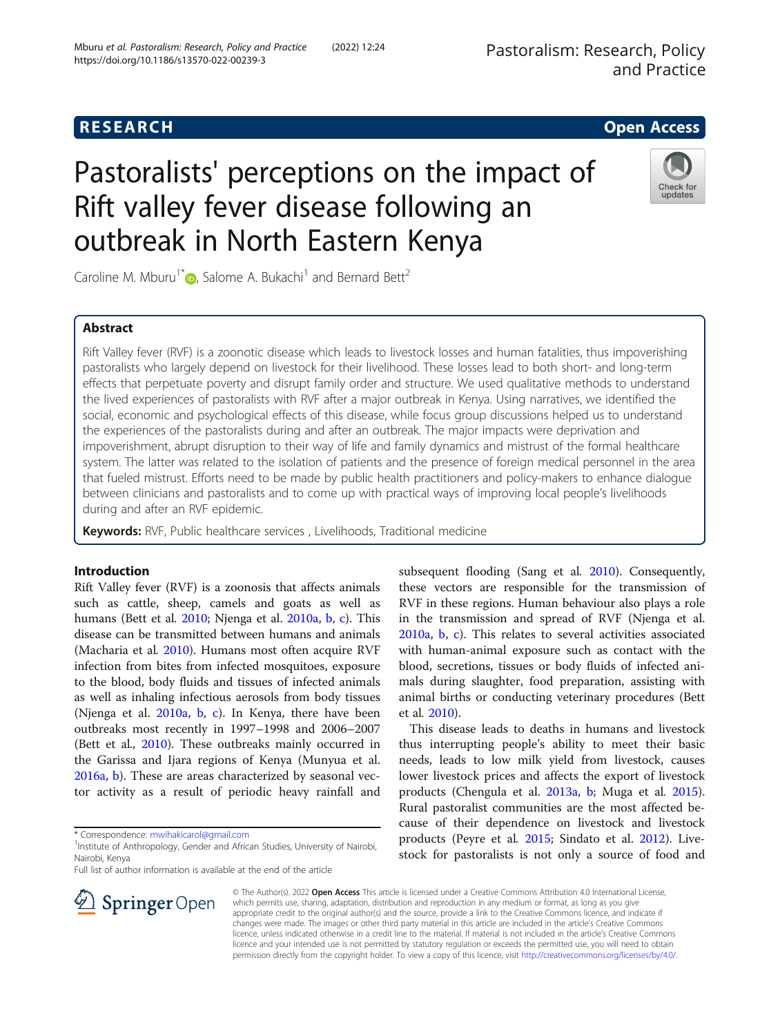RESEARCH Open Access

# Pastoralists' perceptions on the impact of Rift valley fever disease following an outbreak in North Eastern Kenya

Caroline M. Mburu[1*], Salome A. Bukachi[1] and Bernard Bett[2]

## Abstract

Rift Valley fever (RVF) is a zoonotic disease which leads to livestock losses and human fatalities, thus impoverishing pastoralists who largely depend on livestock for their livelihood. These losses lead to both short- and long-term effects that perpetuate poverty and disrupt family order and structure. We used qualitative methods to understand the lived experiences of pastoralists with RVF after a major outbreak in Kenya. Using narratives, we identified the social, economic and psychological effects of this disease, while focus group discussions helped us to understand the experiences of the pastoralists during and after an outbreak. The major impacts were deprivation and impoverishment, abrupt disruption to their way of life and family dynamics and mistrust of the formal healthcare system. The latter was related to the isolation of patients and the presence of foreign medical personnel in the area that fueled mistrust. Efforts need to be made by public health practitioners and policy-makers to enhance dialogue between clinicians and pastoralists and to come up with practical ways of improving local people's livelihoods during and after an RVF epidemic.

**Keywords:** RVF, Public healthcare services , Livelihoods, Traditional medicine

## Introduction

Rift Valley fever (RVF) is a zoonosis that affects animals such as cattle, sheep, camels and goats as well as humans (Bett et al. 2010; Njenga et al. 2010a, b, c). This disease can be transmitted between humans and animals (Macharia et al. 2010). Humans most often acquire RVF infection from bites from infected mosquitoes, exposure to the blood, body fluids and tissues of infected animals as well as inhaling infectious aerosols from body tissues (Njenga et al. 2010a, b, c). In Kenya, there have been outbreaks most recently in 1997–1998 and 2006–2007 (Bett et al., 2010). These outbreaks mainly occurred in the Garissa and Ijara regions of Kenya (Munyua et al. 2016a, b). These are areas characterized by seasonal vector activity as a result of periodic heavy rainfall and subsequent flooding (Sang et al. 2010). Consequently, these vectors are responsible for the transmission of RVF in these regions. Human behaviour also plays a role in the transmission and spread of RVF (Njenga et al. 2010a, b, c). This relates to several activities associated with human-animal exposure such as contact with the blood, secretions, tissues or body fluids of infected animals during slaughter, food preparation, assisting with animal births or conducting veterinary procedures (Bett et al. 2010).

This disease leads to deaths in humans and livestock thus interrupting people's ability to meet their basic needs, leads to low milk yield from livestock, causes lower livestock prices and affects the export of livestock products (Chengula et al. 2013a, b; Muga et al. 2015). Rural pastoralist communities are the most affected because of their dependence on livestock and livestock products (Peyre et al. 2015; Sindato et al. 2012). Livestock for pastoralists is not only a source of food and

\* Correspondence: mwihakicarol@gmail.com
[1]Institute of Anthropology, Gender and African Studies, University of Nairobi, Nairobi, Kenya
Full list of author information is available at the end of the article

© The Author(s). 2022 **Open Access** This article is licensed under a Creative Commons Attribution 4.0 International License, which permits use, sharing, adaptation, distribution and reproduction in any medium or format, as long as you give appropriate credit to the original author(s) and the source, provide a link to the Creative Commons licence, and indicate if changes were made. The images or other third party material in this article are included in the article's Creative Commons licence, unless indicated otherwise in a credit line to the material. If material is not included in the article's Creative Commons licence and your intended use is not permitted by statutory regulation or exceeds the permitted use, you will need to obtain permission directly from the copyright holder. To view a copy of this licence, visit http://creativecommons.org/licenses/by/4.0/.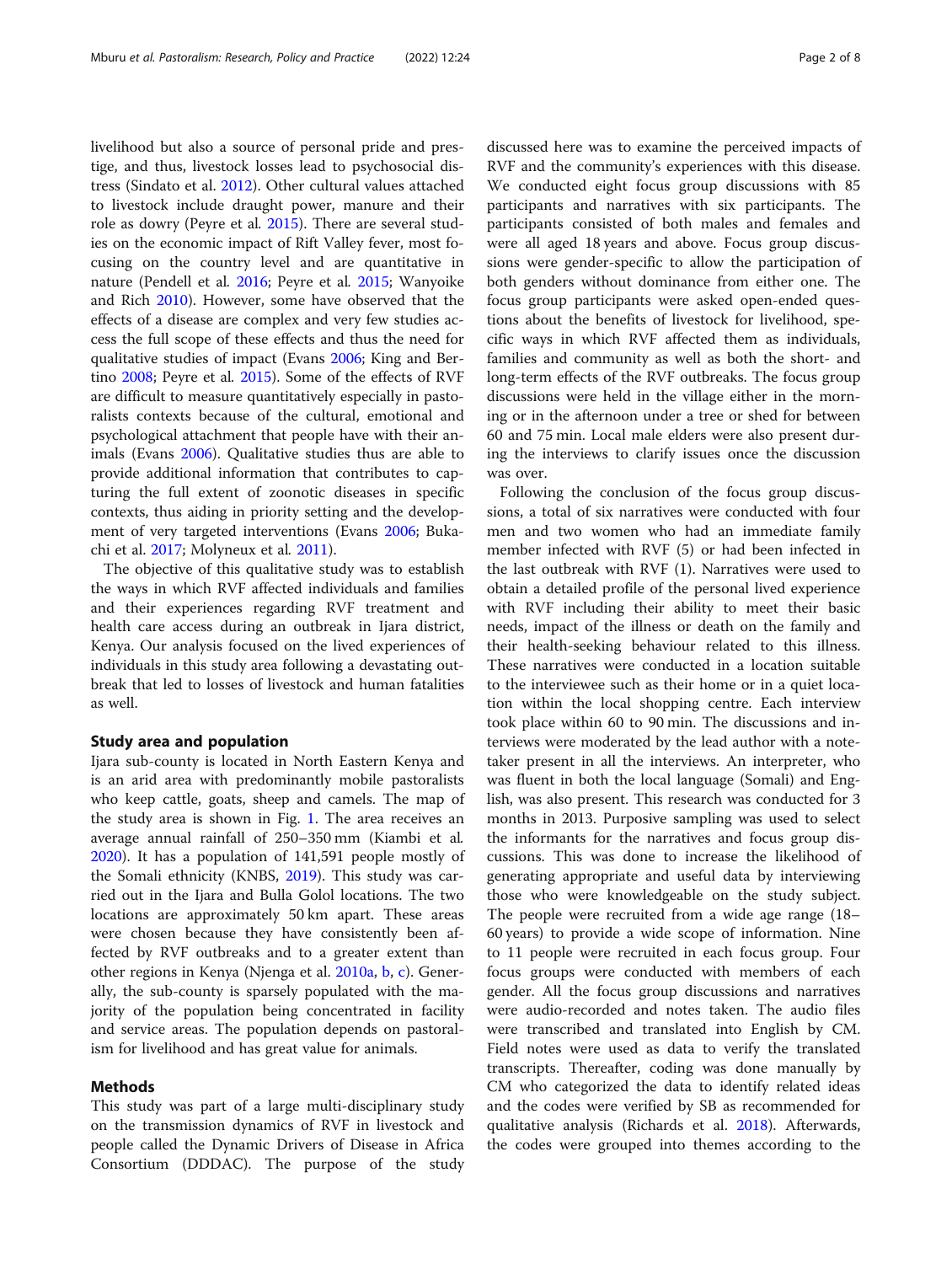livelihood but also a source of personal pride and prestige, and thus, livestock losses lead to psychosocial distress (Sindato et al. 2012). Other cultural values attached to livestock include draught power, manure and their role as dowry (Peyre et al. 2015). There are several studies on the economic impact of Rift Valley fever, most focusing on the country level and are quantitative in nature (Pendell et al. 2016; Peyre et al. 2015; Wanyoike and Rich 2010). However, some have observed that the effects of a disease are complex and very few studies access the full scope of these effects and thus the need for qualitative studies of impact (Evans 2006; King and Bertino 2008; Peyre et al. 2015). Some of the effects of RVF are difficult to measure quantitatively especially in pastoralists contexts because of the cultural, emotional and psychological attachment that people have with their animals (Evans 2006). Qualitative studies thus are able to provide additional information that contributes to capturing the full extent of zoonotic diseases in specific contexts, thus aiding in priority setting and the development of very targeted interventions (Evans 2006; Bukachi et al. 2017; Molyneux et al. 2011).

The objective of this qualitative study was to establish the ways in which RVF affected individuals and families and their experiences regarding RVF treatment and health care access during an outbreak in Ijara district, Kenya. Our analysis focused on the lived experiences of individuals in this study area following a devastating outbreak that led to losses of livestock and human fatalities as well.

## Study area and population

Ijara sub-county is located in North Eastern Kenya and is an arid area with predominantly mobile pastoralists who keep cattle, goats, sheep and camels. The map of the study area is shown in Fig. 1. The area receives an average annual rainfall of 250–350 mm (Kiambi et al. 2020). It has a population of 141,591 people mostly of the Somali ethnicity (KNBS, 2019). This study was carried out in the Ijara and Bulla Golol locations. The two locations are approximately 50 km apart. These areas were chosen because they have consistently been affected by RVF outbreaks and to a greater extent than other regions in Kenya (Njenga et al. 2010a, b, c). Generally, the sub-county is sparsely populated with the majority of the population being concentrated in facility and service areas. The population depends on pastoralism for livelihood and has great value for animals.

## Methods

This study was part of a large multi-disciplinary study on the transmission dynamics of RVF in livestock and people called the Dynamic Drivers of Disease in Africa Consortium (DDDAC). The purpose of the study discussed here was to examine the perceived impacts of RVF and the community's experiences with this disease. We conducted eight focus group discussions with 85 participants and narratives with six participants. The participants consisted of both males and females and were all aged 18 years and above. Focus group discussions were gender-specific to allow the participation of both genders without dominance from either one. The focus group participants were asked open-ended questions about the benefits of livestock for livelihood, specific ways in which RVF affected them as individuals, families and community as well as both the short- and long-term effects of the RVF outbreaks. The focus group discussions were held in the village either in the morning or in the afternoon under a tree or shed for between 60 and 75 min. Local male elders were also present during the interviews to clarify issues once the discussion was over.

Following the conclusion of the focus group discussions, a total of six narratives were conducted with four men and two women who had an immediate family member infected with RVF (5) or had been infected in the last outbreak with RVF (1). Narratives were used to obtain a detailed profile of the personal lived experience with RVF including their ability to meet their basic needs, impact of the illness or death on the family and their health-seeking behaviour related to this illness. These narratives were conducted in a location suitable to the interviewee such as their home or in a quiet location within the local shopping centre. Each interview took place within 60 to 90 min. The discussions and interviews were moderated by the lead author with a note-taker present in all the interviews. An interpreter, who was fluent in both the local language (Somali) and English, was also present. This research was conducted for 3 months in 2013. Purposive sampling was used to select the informants for the narratives and focus group discussions. This was done to increase the likelihood of generating appropriate and useful data by interviewing those who were knowledgeable on the study subject. The people were recruited from a wide age range (18–60 years) to provide a wide scope of information. Nine to 11 people were recruited in each focus group. Four focus groups were conducted with members of each gender. All the focus group discussions and narratives were audio-recorded and notes taken. The audio files were transcribed and translated into English by CM. Field notes were used as data to verify the translated transcripts. Thereafter, coding was done manually by CM who categorized the data to identify related ideas and the codes were verified by SB as recommended for qualitative analysis (Richards et al. 2018). Afterwards, the codes were grouped into themes according to the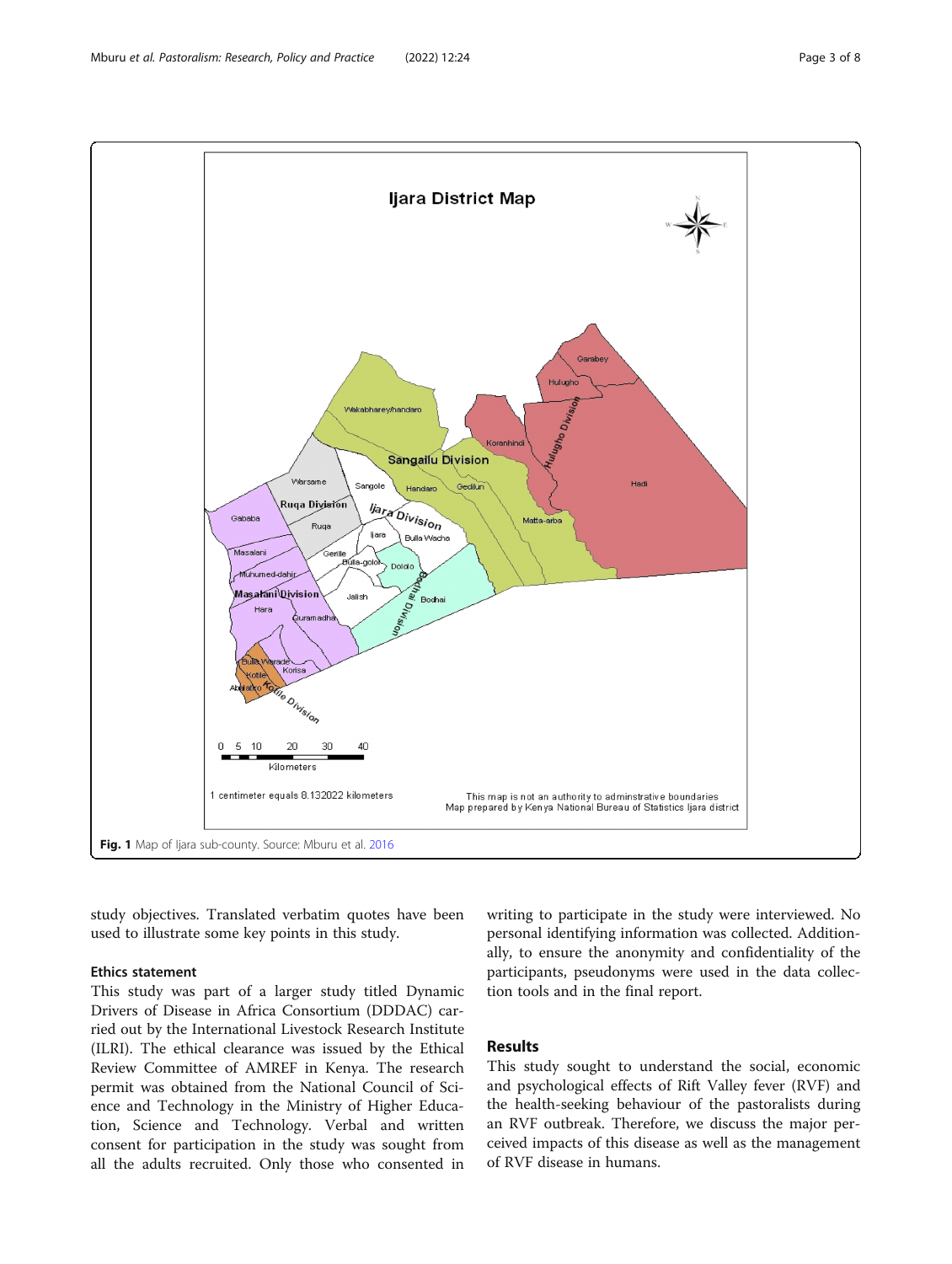Fig. 1 Map of Ijara sub-county. Source: Mburu et al. 2016

study objectives. Translated verbatim quotes have been used to illustrate some key points in this study.

### Ethics statement

This study was part of a larger study titled Dynamic Drivers of Disease in Africa Consortium (DDDAC) carried out by the International Livestock Research Institute (ILRI). The ethical clearance was issued by the Ethical Review Committee of AMREF in Kenya. The research permit was obtained from the National Council of Science and Technology in the Ministry of Higher Education, Science and Technology. Verbal and written consent for participation in the study was sought from all the adults recruited. Only those who consented in writing to participate in the study were interviewed. No personal identifying information was collected. Additionally, to ensure the anonymity and confidentiality of the participants, pseudonyms were used in the data collection tools and in the final report.

## Results

This study sought to understand the social, economic and psychological effects of Rift Valley fever (RVF) and the health-seeking behaviour of the pastoralists during an RVF outbreak. Therefore, we discuss the major perceived impacts of this disease as well as the management of RVF disease in humans.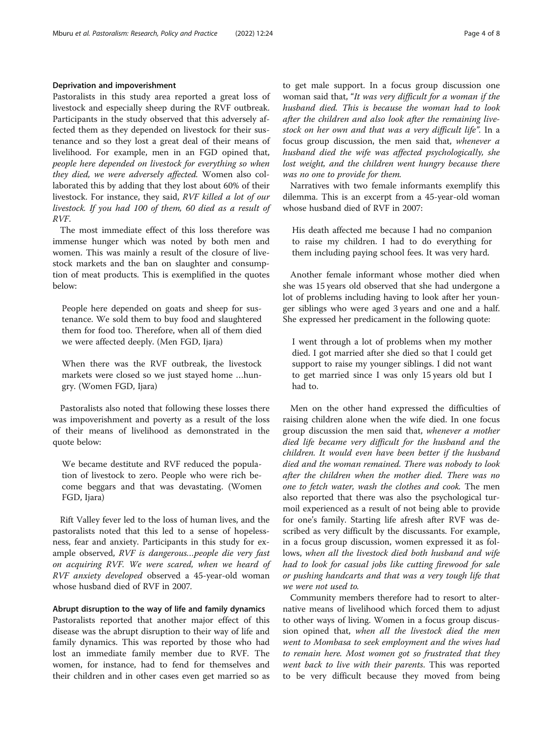#### Deprivation and impoverishment

Pastoralists in this study area reported a great loss of livestock and especially sheep during the RVF outbreak. Participants in the study observed that this adversely affected them as they depended on livestock for their sustenance and so they lost a great deal of their means of livelihood. For example, men in an FGD opined that, *people here depended on livestock for everything so when they died, we were adversely affected*. Women also collaborated this by adding that they lost about 60% of their livestock. For instance, they said, *RVF killed a lot of our livestock. If you had 100 of them, 60 died as a result of RVF*.

The most immediate effect of this loss therefore was immense hunger which was noted by both men and women. This was mainly a result of the closure of livestock markets and the ban on slaughter and consumption of meat products. This is exemplified in the quotes below:

> People here depended on goats and sheep for sustenance. We sold them to buy food and slaughtered them for food too. Therefore, when all of them died we were affected deeply. (Men FGD, Ijara)

> When there was the RVF outbreak, the livestock markets were closed so we just stayed home …hungry. (Women FGD, Ijara)

Pastoralists also noted that following these losses there was impoverishment and poverty as a result of the loss of their means of livelihood as demonstrated in the quote below:

> We became destitute and RVF reduced the population of livestock to zero. People who were rich become beggars and that was devastating. (Women FGD, Ijara)

Rift Valley fever led to the loss of human lives, and the pastoralists noted that this led to a sense of hopelessness, fear and anxiety. Participants in this study for example observed, *RVF is dangerous…people die very fast on acquiring RVF. We were scared, when we heard of RVF anxiety developed* observed a 45-year-old woman whose husband died of RVF in 2007.

#### Abrupt disruption to the way of life and family dynamics

Pastoralists reported that another major effect of this disease was the abrupt disruption to their way of life and family dynamics. This was reported by those who had lost an immediate family member due to RVF. The women, for instance, had to fend for themselves and their children and in other cases even get married so as to get male support. In a focus group discussion one woman said that, "*It was very difficult for a woman if the husband died. This is because the woman had to look after the children and also look after the remaining livestock on her own and that was a very difficult life*". In a focus group discussion, the men said that, *whenever a husband died the wife was affected psychologically, she lost weight, and the children went hungry because there was no one to provide for them*.

Narratives with two female informants exemplify this dilemma. This is an excerpt from a 45-year-old woman whose husband died of RVF in 2007:

> His death affected me because I had no companion to raise my children. I had to do everything for them including paying school fees. It was very hard.

Another female informant whose mother died when she was 15 years old observed that she had undergone a lot of problems including having to look after her younger siblings who were aged 3 years and one and a half. She expressed her predicament in the following quote:

> I went through a lot of problems when my mother died. I got married after she died so that I could get support to raise my younger siblings. I did not want to get married since I was only 15 years old but I had to.

Men on the other hand expressed the difficulties of raising children alone when the wife died. In one focus group discussion the men said that, *whenever a mother died life became very difficult for the husband and the children. It would even have been better if the husband died and the woman remained. There was nobody to look after the children when the mother died. There was no one to fetch water, wash the clothes and cook.* The men also reported that there was also the psychological turmoil experienced as a result of not being able to provide for one's family. Starting life afresh after RVF was described as very difficult by the discussants. For example, in a focus group discussion, women expressed it as follows, *when all the livestock died both husband and wife had to look for casual jobs like cutting firewood for sale or pushing handcarts and that was a very tough life that we were not used to.*

Community members therefore had to resort to alternative means of livelihood which forced them to adjust to other ways of living. Women in a focus group discussion opined that, *when all the livestock died the men went to Mombasa to seek employment and the wives had to remain here. Most women got so frustrated that they went back to live with their parents*. This was reported to be very difficult because they moved from being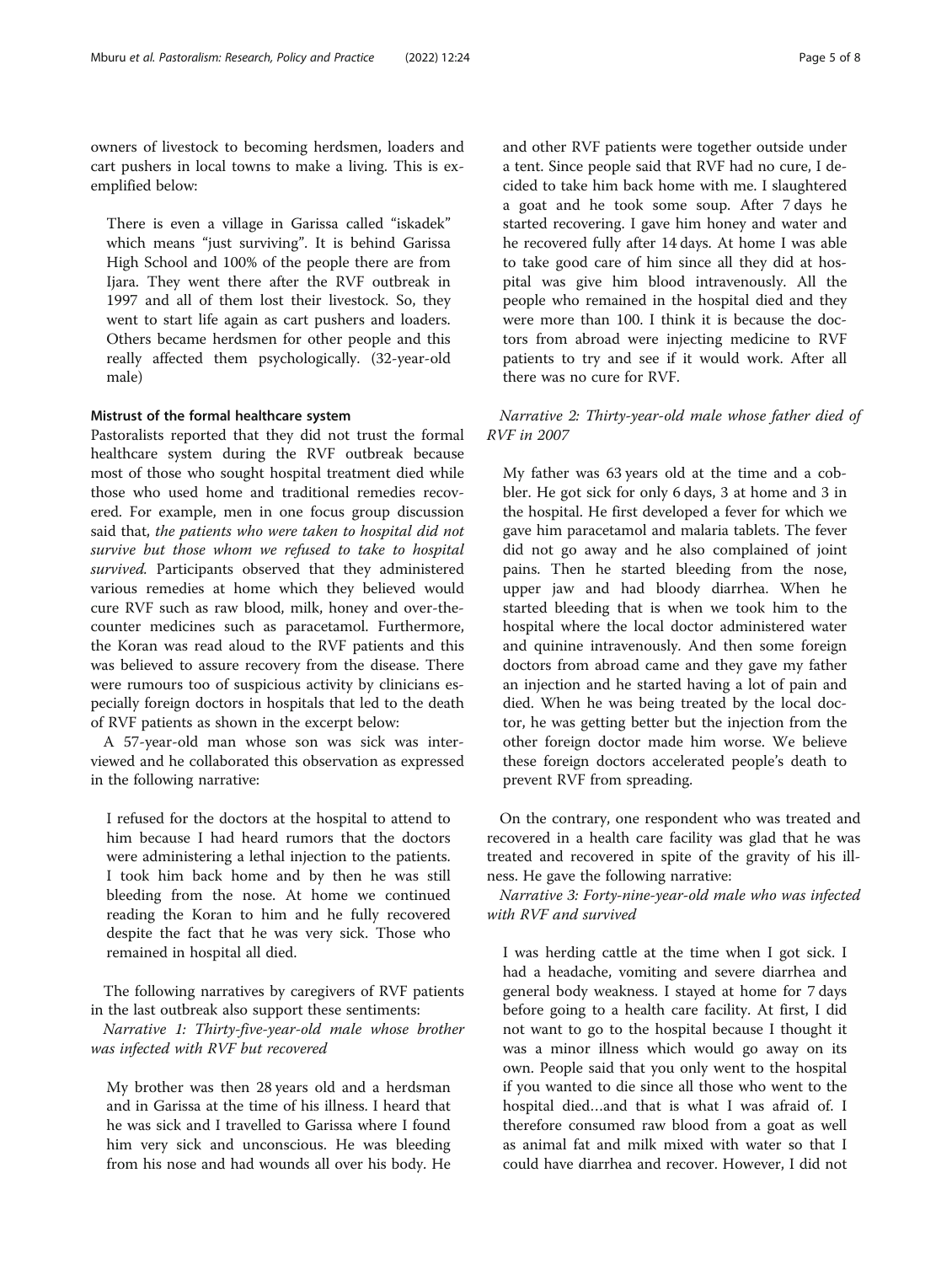owners of livestock to becoming herdsmen, loaders and cart pushers in local towns to make a living. This is exemplified below:

> There is even a village in Garissa called "iskadek" which means "just surviving". It is behind Garissa High School and 100% of the people there are from Ijara. They went there after the RVF outbreak in 1997 and all of them lost their livestock. So, they went to start life again as cart pushers and loaders. Others became herdsmen for other people and this really affected them psychologically. (32-year-old male)

#### Mistrust of the formal healthcare system

Pastoralists reported that they did not trust the formal healthcare system during the RVF outbreak because most of those who sought hospital treatment died while those who used home and traditional remedies recovered. For example, men in one focus group discussion said that, *the patients who were taken to hospital did not survive but those whom we refused to take to hospital survived.* Participants observed that they administered various remedies at home which they believed would cure RVF such as raw blood, milk, honey and over-the-counter medicines such as paracetamol. Furthermore, the Koran was read aloud to the RVF patients and this was believed to assure recovery from the disease. There were rumours too of suspicious activity by clinicians especially foreign doctors in hospitals that led to the death of RVF patients as shown in the excerpt below:

A 57-year-old man whose son was sick was interviewed and he collaborated this observation as expressed in the following narrative:

> I refused for the doctors at the hospital to attend to him because I had heard rumors that the doctors were administering a lethal injection to the patients. I took him back home and by then he was still bleeding from the nose. At home we continued reading the Koran to him and he fully recovered despite the fact that he was very sick. Those who remained in hospital all died.

The following narratives by caregivers of RVF patients in the last outbreak also support these sentiments:

*Narrative 1: Thirty-five-year-old male whose brother was infected with RVF but recovered*

> My brother was then 28 years old and a herdsman and in Garissa at the time of his illness. I heard that he was sick and I travelled to Garissa where I found him very sick and unconscious. He was bleeding from his nose and had wounds all over his body. He and other RVF patients were together outside under a tent. Since people said that RVF had no cure, I decided to take him back home with me. I slaughtered a goat and he took some soup. After 7 days he started recovering. I gave him honey and water and he recovered fully after 14 days. At home I was able to take good care of him since all they did at hospital was give him blood intravenously. All the people who remained in the hospital died and they were more than 100. I think it is because the doctors from abroad were injecting medicine to RVF patients to try and see if it would work. After all there was no cure for RVF.

*Narrative 2: Thirty-year-old male whose father died of RVF in 2007*

> My father was 63 years old at the time and a cobbler. He got sick for only 6 days, 3 at home and 3 in the hospital. He first developed a fever for which we gave him paracetamol and malaria tablets. The fever did not go away and he also complained of joint pains. Then he started bleeding from the nose, upper jaw and had bloody diarrhea. When he started bleeding that is when we took him to the hospital where the local doctor administered water and quinine intravenously. And then some foreign doctors from abroad came and they gave my father an injection and he started having a lot of pain and died. When he was being treated by the local doctor, he was getting better but the injection from the other foreign doctor made him worse. We believe these foreign doctors accelerated people's death to prevent RVF from spreading.

On the contrary, one respondent who was treated and recovered in a health care facility was glad that he was treated and recovered in spite of the gravity of his illness. He gave the following narrative:

*Narrative 3: Forty-nine-year-old male who was infected with RVF and survived*

> I was herding cattle at the time when I got sick. I had a headache, vomiting and severe diarrhea and general body weakness. I stayed at home for 7 days before going to a health care facility. At first, I did not want to go to the hospital because I thought it was a minor illness which would go away on its own. People said that you only went to the hospital if you wanted to die since all those who went to the hospital died…and that is what I was afraid of. I therefore consumed raw blood from a goat as well as animal fat and milk mixed with water so that I could have diarrhea and recover. However, I did not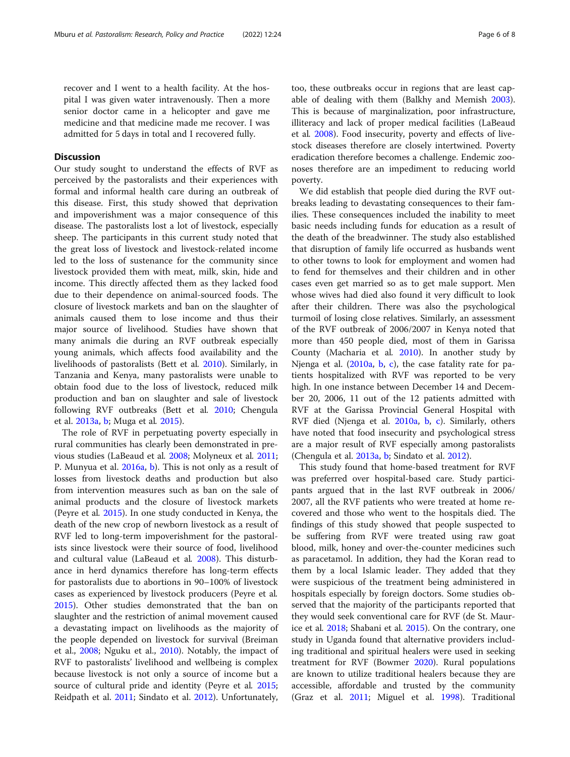recover and I went to a health facility. At the hospital I was given water intravenously. Then a more senior doctor came in a helicopter and gave me medicine and that medicine made me recover. I was admitted for 5 days in total and I recovered fully.

## Discussion

Our study sought to understand the effects of RVF as perceived by the pastoralists and their experiences with formal and informal health care during an outbreak of this disease. First, this study showed that deprivation and impoverishment was a major consequence of this disease. The pastoralists lost a lot of livestock, especially sheep. The participants in this current study noted that the great loss of livestock and livestock-related income led to the loss of sustenance for the community since livestock provided them with meat, milk, skin, hide and income. This directly affected them as they lacked food due to their dependence on animal-sourced foods. The closure of livestock markets and ban on the slaughter of animals caused them to lose income and thus their major source of livelihood. Studies have shown that many animals die during an RVF outbreak especially young animals, which affects food availability and the livelihoods of pastoralists (Bett et al. 2010). Similarly, in Tanzania and Kenya, many pastoralists were unable to obtain food due to the loss of livestock, reduced milk production and ban on slaughter and sale of livestock following RVF outbreaks (Bett et al. 2010; Chengula et al. 2013a, b; Muga et al. 2015).

The role of RVF in perpetuating poverty especially in rural communities has clearly been demonstrated in previous studies (LaBeaud et al. 2008; Molyneux et al. 2011; P. Munyua et al. 2016a, b). This is not only as a result of losses from livestock deaths and production but also from intervention measures such as ban on the sale of animal products and the closure of livestock markets (Peyre et al. 2015). In one study conducted in Kenya, the death of the new crop of newborn livestock as a result of RVF led to long-term impoverishment for the pastoralists since livestock were their source of food, livelihood and cultural value (LaBeaud et al. 2008). This disturbance in herd dynamics therefore has long-term effects for pastoralists due to abortions in 90–100% of livestock cases as experienced by livestock producers (Peyre et al. 2015). Other studies demonstrated that the ban on slaughter and the restriction of animal movement caused a devastating impact on livelihoods as the majority of the people depended on livestock for survival (Breiman et al., 2008; Nguku et al., 2010). Notably, the impact of RVF to pastoralists' livelihood and wellbeing is complex because livestock is not only a source of income but a source of cultural pride and identity (Peyre et al. 2015; Reidpath et al. 2011; Sindato et al. 2012). Unfortunately, too, these outbreaks occur in regions that are least capable of dealing with them (Balkhy and Memish 2003). This is because of marginalization, poor infrastructure, illiteracy and lack of proper medical facilities (LaBeaud et al. 2008). Food insecurity, poverty and effects of livestock diseases therefore are closely intertwined. Poverty eradication therefore becomes a challenge. Endemic zoonoses therefore are an impediment to reducing world poverty.

We did establish that people died during the RVF outbreaks leading to devastating consequences to their families. These consequences included the inability to meet basic needs including funds for education as a result of the death of the breadwinner. The study also established that disruption of family life occurred as husbands went to other towns to look for employment and women had to fend for themselves and their children and in other cases even get married so as to get male support. Men whose wives had died also found it very difficult to look after their children. There was also the psychological turmoil of losing close relatives. Similarly, an assessment of the RVF outbreak of 2006/2007 in Kenya noted that more than 450 people died, most of them in Garissa County (Macharia et al. 2010). In another study by Njenga et al. (2010a, b, c), the case fatality rate for patients hospitalized with RVF was reported to be very high. In one instance between December 14 and December 20, 2006, 11 out of the 12 patients admitted with RVF at the Garissa Provincial General Hospital with RVF died (Njenga et al. 2010a, b, c). Similarly, others have noted that food insecurity and psychological stress are a major result of RVF especially among pastoralists (Chengula et al. 2013a, b; Sindato et al. 2012).

This study found that home-based treatment for RVF was preferred over hospital-based care. Study participants argued that in the last RVF outbreak in 2006/2007, all the RVF patients who were treated at home recovered and those who went to the hospitals died. The findings of this study showed that people suspected to be suffering from RVF were treated using raw goat blood, milk, honey and over-the-counter medicines such as paracetamol. In addition, they had the Koran read to them by a local Islamic leader. They added that they were suspicious of the treatment being administered in hospitals especially by foreign doctors. Some studies observed that the majority of the participants reported that they would seek conventional care for RVF (de St. Maurice et al. 2018; Shabani et al. 2015). On the contrary, one study in Uganda found that alternative providers including traditional and spiritual healers were used in seeking treatment for RVF (Bowmer 2020). Rural populations are known to utilize traditional healers because they are accessible, affordable and trusted by the community (Graz et al. 2011; Miguel et al. 1998). Traditional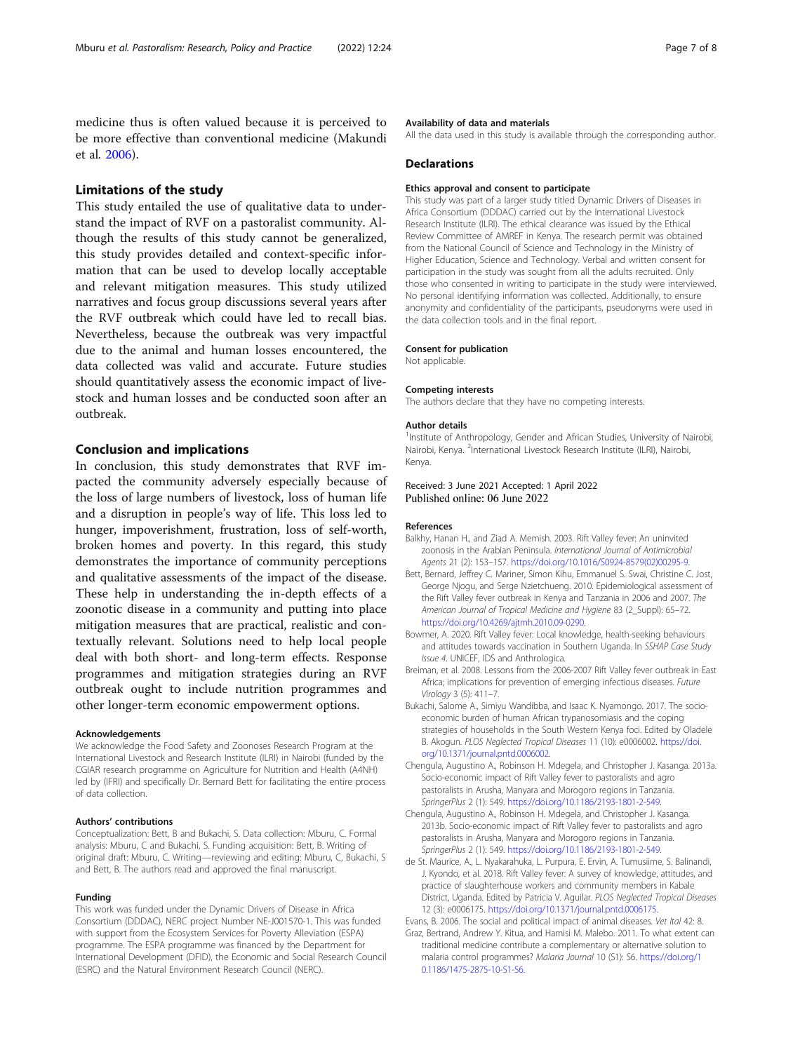medicine thus is often valued because it is perceived to be more effective than conventional medicine (Makundi et al. 2006).

## Limitations of the study

This study entailed the use of qualitative data to understand the impact of RVF on a pastoralist community. Although the results of this study cannot be generalized, this study provides detailed and context-specific information that can be used to develop locally acceptable and relevant mitigation measures. This study utilized narratives and focus group discussions several years after the RVF outbreak which could have led to recall bias. Nevertheless, because the outbreak was very impactful due to the animal and human losses encountered, the data collected was valid and accurate. Future studies should quantitatively assess the economic impact of livestock and human losses and be conducted soon after an outbreak.

## Conclusion and implications

In conclusion, this study demonstrates that RVF impacted the community adversely especially because of the loss of large numbers of livestock, loss of human life and a disruption in people's way of life. This loss led to hunger, impoverishment, frustration, loss of self-worth, broken homes and poverty. In this regard, this study demonstrates the importance of community perceptions and qualitative assessments of the impact of the disease. These help in understanding the in-depth effects of a zoonotic disease in a community and putting into place mitigation measures that are practical, realistic and contextually relevant. Solutions need to help local people deal with both short- and long-term effects. Response programmes and mitigation strategies during an RVF outbreak ought to include nutrition programmes and other longer-term economic empowerment options.

#### Acknowledgements

We acknowledge the Food Safety and Zoonoses Research Program at the International Livestock and Research Institute (ILRI) in Nairobi (funded by the CGIAR research programme on Agriculture for Nutrition and Health (A4NH) led by (IFRI) and specifically Dr. Bernard Bett for facilitating the entire process of data collection.

#### Authors' contributions

Conceptualization: Bett, B and Bukachi, S. Data collection: Mburu, C. Formal analysis: Mburu, C and Bukachi, S. Funding acquisition: Bett, B. Writing of original draft: Mburu, C. Writing—reviewing and editing: Mburu, C, Bukachi, S and Bett, B. The authors read and approved the final manuscript.

#### Funding

This work was funded under the Dynamic Drivers of Disease in Africa Consortium (DDDAC), NERC project Number NE-J001570-1. This was funded with support from the Ecosystem Services for Poverty Alleviation (ESPA) programme. The ESPA programme was financed by the Department for International Development (DFID), the Economic and Social Research Council (ESRC) and the Natural Environment Research Council (NERC).

#### Availability of data and materials

All the data used in this study is available through the corresponding author.

### Declarations

#### Ethics approval and consent to participate

This study was part of a larger study titled Dynamic Drivers of Diseases in Africa Consortium (DDDAC) carried out by the International Livestock Research Institute (ILRI). The ethical clearance was issued by the Ethical Review Committee of AMREF in Kenya. The research permit was obtained from the National Council of Science and Technology in the Ministry of Higher Education, Science and Technology. Verbal and written consent for participation in the study was sought from all the adults recruited. Only those who consented in writing to participate in the study were interviewed. No personal identifying information was collected. Additionally, to ensure anonymity and confidentiality of the participants, pseudonyms were used in the data collection tools and in the final report.

#### Consent for publication

Not applicable.

#### Competing interests

The authors declare that they have no competing interests.

#### Author details

[1]Institute of Anthropology, Gender and African Studies, University of Nairobi, Nairobi, Kenya. [2]International Livestock Research Institute (ILRI), Nairobi, Kenya.

Received: 3 June 2021 Accepted: 1 April 2022
Published online: 06 June 2022

#### References

Balkhy, Hanan H., and Ziad A. Memish. 2003. Rift Valley fever: An uninvited zoonosis in the Arabian Peninsula. *International Journal of Antimicrobial Agents* 21 (2): 153–157. https://doi.org/10.1016/S0924-8579(02)00295-9.

Bett, Bernard, Jeffrey C. Mariner, Simon Kihu, Emmanuel S. Swai, Christine C. Jost, George Njogu, and Serge Nzietchueng. 2010. Epidemiological assessment of the Rift Valley fever outbreak in Kenya and Tanzania in 2006 and 2007. *The American Journal of Tropical Medicine and Hygiene* 83 (2_Suppl): 65–72. https://doi.org/10.4269/ajtmh.2010.09-0290.

Bowmer, A. 2020. Rift Valley fever: Local knowledge, health-seeking behaviours and attitudes towards vaccination in Southern Uganda. In *SSHAP Case Study Issue 4*. UNICEF, IDS and Anthrologica.

Breiman, et al. 2008. Lessons from the 2006-2007 Rift Valley fever outbreak in East Africa; implications for prevention of emerging infectious diseases. *Future Virology* 3 (5): 411–7.

Bukachi, Salome A., Simiyu Wandibba, and Isaac K. Nyamongo. 2017. The socio-economic burden of human African trypanosomiasis and the coping strategies of households in the South Western Kenya foci. Edited by Oladele B. Akogun. *PLOS Neglected Tropical Diseases* 11 (10): e0006002. https://doi.org/10.1371/journal.pntd.0006002.

Chengula, Augustino A., Robinson H. Mdegela, and Christopher J. Kasanga. 2013a. Socio-economic impact of Rift Valley fever to pastoralists and agro pastoralists in Arusha, Manyara and Morogoro regions in Tanzania. *SpringerPlus* 2 (1): 549. https://doi.org/10.1186/2193-1801-2-549.

Chengula, Augustino A., Robinson H. Mdegela, and Christopher J. Kasanga. 2013b. Socio-economic impact of Rift Valley fever to pastoralists and agro pastoralists in Arusha, Manyara and Morogoro regions in Tanzania. *SpringerPlus* 2 (1): 549. https://doi.org/10.1186/2193-1801-2-549.

de St. Maurice, A., L. Nyakarahuka, L. Purpura, E. Ervin, A. Tumusiime, S. Balinandi, J. Kyondo, et al. 2018. Rift Valley fever: A survey of knowledge, attitudes, and practice of slaughterhouse workers and community members in Kabale District, Uganda. Edited by Patricia V. Aguilar. *PLOS Neglected Tropical Diseases* 12 (3): e0006175. https://doi.org/10.1371/journal.pntd.0006175.

Evans, B. 2006. The social and political impact of animal diseases. *Vet Ital* 42: 8.

Graz, Bertrand, Andrew Y. Kitua, and Hamisi M. Malebo. 2011. To what extent can traditional medicine contribute a complementary or alternative solution to malaria control programmes? *Malaria Journal* 10 (S1): S6. https://doi.org/10.1186/1475-2875-10-S1-S6.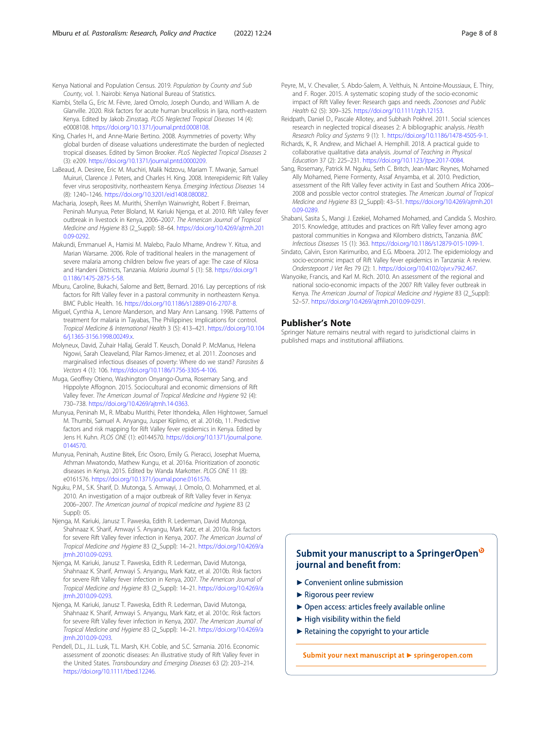Kenya National and Population Census. 2019. *Population by County and Sub County*, vol. 1. Nairobi: Kenya National Bureau of Statistics.

Kiambi, Stella G., Eric M. Fèvre, Jared Omolo, Joseph Oundo, and William A. de Glanville. 2020. Risk factors for acute human brucellosis in Ijara, north-eastern Kenya. Edited by Jakob Zinsstag. *PLOS Neglected Tropical Diseases* 14 (4): e0008108. https://doi.org/10.1371/journal.pntd.0008108.

King, Charles H., and Anne-Marie Bertino. 2008. Asymmetries of poverty: Why global burden of disease valuations underestimate the burden of neglected tropical diseases. Edited by Simon Brooker. *PLoS Neglected Tropical Diseases* 2 (3): e209. https://doi.org/10.1371/journal.pntd.0000209.

LaBeaud, A. Desiree, Eric M. Muchiri, Malik Ndzovu, Mariam T. Mwanje, Samuel Muiruri, Clarence J. Peters, and Charles H. King. 2008. Interepidemic Rift Valley fever virus seropositivity, northeastern Kenya. *Emerging Infectious Diseases* 14 (8): 1240–1246. https://doi.org/10.3201/eid1408.080082.

Macharia, Joseph, Rees M. Murithi, Sherrilyn Wainwright, Robert F. Breiman, Peninah Munyua, Peter Bloland, M. Kariuki Njenga, et al. 2010. Rift Valley fever outbreak in livestock in Kenya, 2006–2007. *The American Journal of Tropical Medicine and Hygiene* 83 (2_Suppl): 58–64. https://doi.org/10.4269/ajtmh.2010.09-0292.

Makundi, Emmanuel A., Hamisi M. Malebo, Paulo Mhame, Andrew Y. Kitua, and Marian Warsame. 2006. Role of traditional healers in the management of severe malaria among children below five years of age: The case of Kilosa and Handeni Districts, Tanzania. *Malaria Journal* 5 (1): 58. https://doi.org/10.1186/1475-2875-5-58.

Mburu, Caroline, Bukachi, Salome and Bett, Bernard. 2016. Lay perceptions of risk factors for Rift Valley fever in a pastoral community in northeastern Kenya. BMC Public Health. 16. https://doi.org/10.1186/s12889-016-2707-8.

Miguel, Cynthia A., Lenore Manderson, and Mary Ann Lansang. 1998. Patterns of treatment for malaria in Tayabas, The Philippines: Implications for control. *Tropical Medicine & International Health* 3 (5): 413–421. https://doi.org/10.1046/j.1365-3156.1998.00249.x.

Molyneux, David, Zuhair Hallaj, Gerald T. Keusch, Donald P. McManus, Helena Ngowi, Sarah Cleaveland, Pilar Ramos-Jimenez, et al. 2011. Zoonoses and marginalised infectious diseases of poverty: Where do we stand? *Parasites & Vectors* 4 (1): 106. https://doi.org/10.1186/1756-3305-4-106.

Muga, Geoffrey Otieno, Washington Onyango-Ouma, Rosemary Sang, and Hippolyte Affognon. 2015. Sociocultural and economic dimensions of Rift Valley fever. *The American Journal of Tropical Medicine and Hygiene* 92 (4): 730–738. https://doi.org/10.4269/ajtmh.14-0363.

Munyua, Peninah M., R. Mbabu Murithi, Peter Ithondeka, Allen Hightower, Samuel M. Thumbi, Samuel A. Anyangu, Jusper Kiplimo, et al. 2016b, 11. Predictive factors and risk mapping for Rift Valley fever epidemics in Kenya. Edited by Jens H. Kuhn. *PLOS ONE* (1): e0144570. https://doi.org/10.1371/journal.pone.0144570.

Munyua, Peninah, Austine Bitek, Eric Osoro, Emily G. Pieracci, Josephat Muema, Athman Mwatondo, Mathew Kungu, et al. 2016a. Prioritization of zoonotic diseases in Kenya, 2015. Edited by Wanda Markotter. *PLOS ONE* 11 (8): e0161576. https://doi.org/10.1371/journal.pone.0161576.

Nguku, P.M., S.K. Sharif, D. Mutonga, S. Amwayi, J. Omolo, O. Mohammed, et al. 2010. An investigation of a major outbreak of Rift Valley fever in Kenya: 2006–2007. *The American journal of tropical medicine and hygiene* 83 (2 Suppl): 05.

Njenga, M. Kariuki, Janusz T. Paweska, Edith R. Lederman, David Mutonga, Shahnaaz K. Sharif, Amwayi S. Anyangu, Mark Katz, et al. 2010a. Risk factors for severe Rift Valley fever infection in Kenya, 2007. *The American Journal of Tropical Medicine and Hygiene* 83 (2_Suppl): 14–21. https://doi.org/10.4269/ajtmh.2010.09-0293.

Njenga, M. Kariuki, Janusz T. Paweska, Edith R. Lederman, David Mutonga, Shahnaaz K. Sharif, Amwayi S. Anyangu, Mark Katz, et al. 2010b. Risk factors for severe Rift Valley fever infection in Kenya, 2007. *The American Journal of Tropical Medicine and Hygiene* 83 (2_Suppl): 14–21. https://doi.org/10.4269/ajtmh.2010.09-0293.

Njenga, M. Kariuki, Janusz T. Paweska, Edith R. Lederman, David Mutonga, Shahnaaz K. Sharif, Amwayi S. Anyangu, Mark Katz, et al. 2010c. Risk factors for severe Rift Valley fever infection in Kenya, 2007. *The American Journal of Tropical Medicine and Hygiene* 83 (2_Suppl): 14–21. https://doi.org/10.4269/ajtmh.2010.09-0293.

Pendell, D.L., J.L. Lusk, T.L. Marsh, K.H. Coble, and S.C. Szmania. 2016. Economic assessment of zoonotic diseases: An illustrative study of Rift Valley fever in the United States. *Transboundary and Emerging Diseases* 63 (2): 203–214. https://doi.org/10.1111/tbed.12246.

Peyre, M., V. Chevalier, S. Abdo-Salem, A. Velthuis, N. Antoine-Moussiaux, E. Thiry, and F. Roger. 2015. A systematic scoping study of the socio-economic impact of Rift Valley fever: Research gaps and needs. *Zoonoses and Public Health* 62 (5): 309–325. https://doi.org/10.1111/zph.12153.

Reidpath, Daniel D., Pascale Allotey, and Subhash Pokhrel. 2011. Social sciences research in neglected tropical diseases 2: A bibliographic analysis. *Health Research Policy and Systems* 9 (1): 1. https://doi.org/10.1186/1478-4505-9-1.

Richards, K., R. Andrew, and Michael A. Hemphill. 2018. A practical guide to collaborative qualitative data analysis. *Journal of Teaching in Physical Education* 37 (2): 225–231. https://doi.org/10.1123/jtpe.2017-0084.

Sang, Rosemary, Patrick M. Nguku, Seth C. Britch, Jean-Marc Reynes, Mohamed Ally Mohamed, Pierre Formenty, Assaf Anyamba, et al. 2010. Prediction, assessment of the Rift Valley fever activity in East and Southern Africa 2006–2008 and possible vector control strategies. *The American Journal of Tropical Medicine and Hygiene* 83 (2_Suppl): 43–51. https://doi.org/10.4269/ajtmh.2010.09-0289.

Shabani, Sasita S., Mangi J. Ezekiel, Mohamed Mohamed, and Candida S. Moshiro. 2015. Knowledge, attitudes and practices on Rift Valley fever among agro pastoral communities in Kongwa and Kilombero districts, Tanzania. *BMC Infectious Diseases* 15 (1): 363. https://doi.org/10.1186/s12879-015-1099-1.

Sindato, Calvin, Esron Karimuribo, and E.G. Mboera. 2012. The epidemiology and socio-economic impact of Rift Valley fever epidemics in Tanzania: A review. *Onderstepoort J Vet Res* 79 (2): 1. https://doi.org/10.4102/ojvr.v79i2.467.

Wanyoike, Francis, and Karl M. Rich. 2010. An assessment of the regional and national socio-economic impacts of the 2007 Rift Valley fever outbreak in Kenya. *The American Journal of Tropical Medicine and Hygiene* 83 (2_Suppl): 52–57. https://doi.org/10.4269/ajtmh.2010.09-0291.

## Publisher's Note

Springer Nature remains neutral with regard to jurisdictional claims in published maps and institutional affiliations.